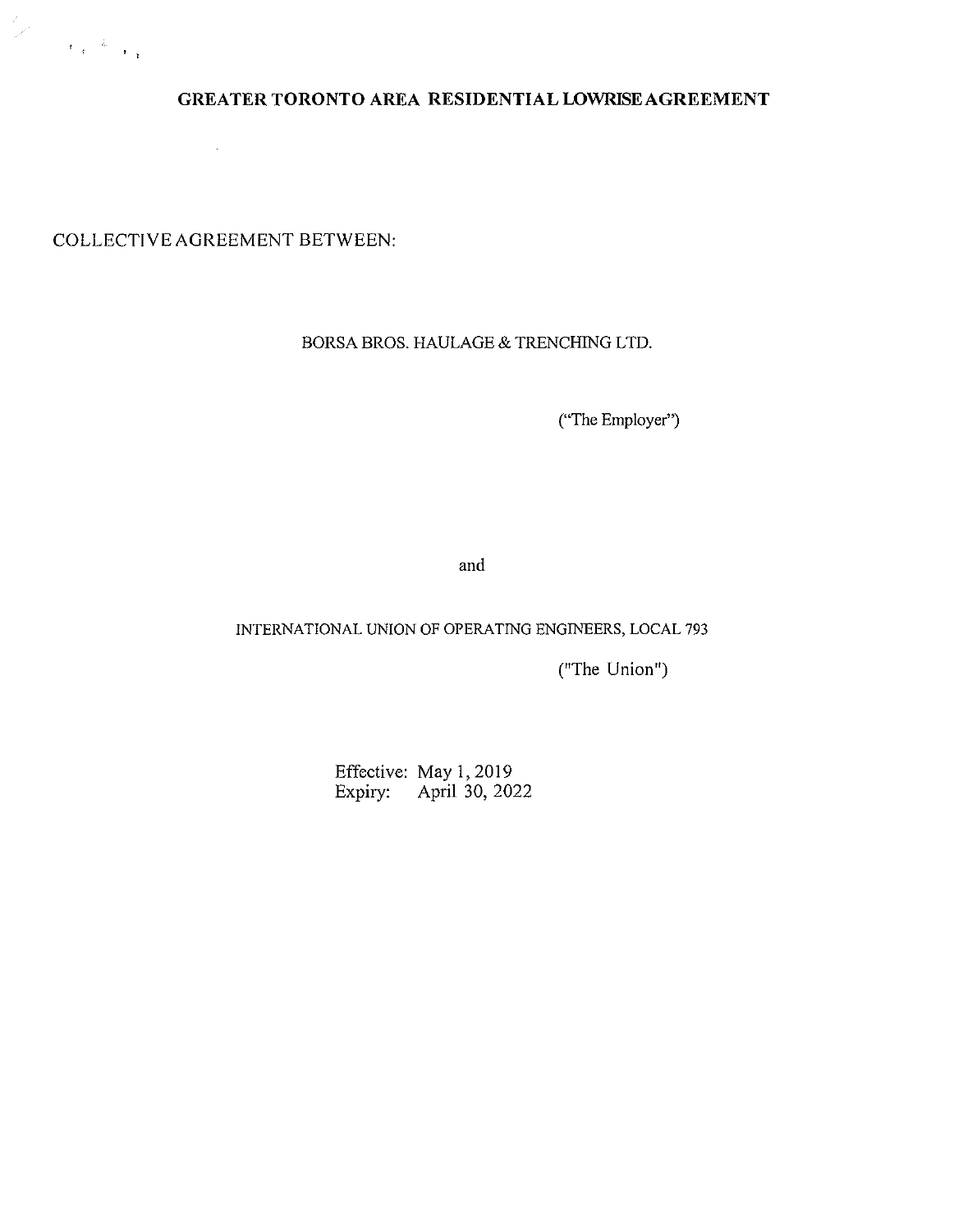# GREATER TORONTO AREA RESIDENTIAL LOWRISE AGREEMENT

COLLECTIVE AGREEMENT BETWEEN:

BORSA BROS. HAULAGE & TRENCHING LTD.

("The Employer")

and

INTERNATIONAL UNION OF OPERATING ENGINEERS, LOCAL 793

("The Union")

Effective: May 1, 2019
Expiry: April 30, 2022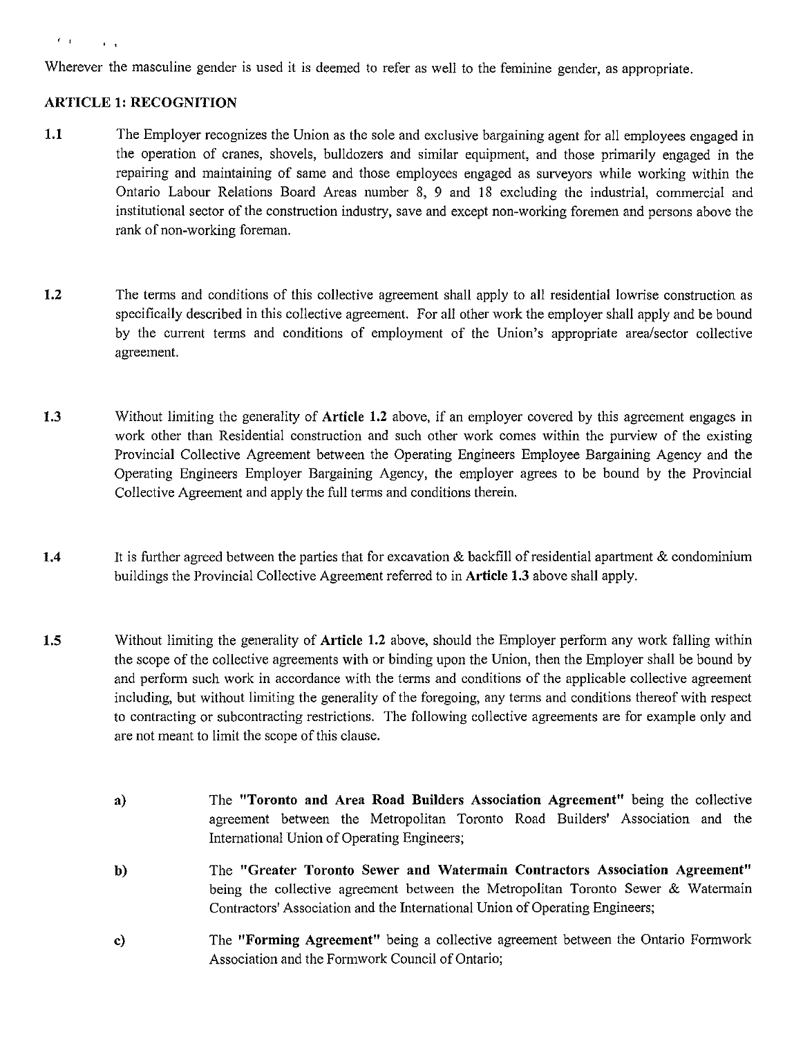Wherever the masculine gender is used it is deemed to refer as well to the feminine gender, as appropriate.

**ARTICLE 1: RECOGNITION**

**1.1** The Employer recognizes the Union as the sole and exclusive bargaining agent for all employees engaged in the operation of cranes, shovels, bulldozers and similar equipment, and those primarily engaged in the repairing and maintaining of same and those employees engaged as surveyors while working within the Ontario Labour Relations Board Areas number 8, 9 and 18 excluding the industrial, commercial and institutional sector of the construction industry, save and except non-working foremen and persons above the rank of non-working foreman.

**1.2** The terms and conditions of this collective agreement shall apply to all residential lowrise construction as specifically described in this collective agreement. For all other work the employer shall apply and be bound by the current terms and conditions of employment of the Union's appropriate area/sector collective agreement.

**1.3** Without limiting the generality of **Article 1.2** above, if an employer covered by this agreement engages in work other than Residential construction and such other work comes within the purview of the existing Provincial Collective Agreement between the Operating Engineers Employee Bargaining Agency and the Operating Engineers Employer Bargaining Agency, the employer agrees to be bound by the Provincial Collective Agreement and apply the full terms and conditions therein.

**1.4** It is further agreed between the parties that for excavation & backfill of residential apartment & condominium buildings the Provincial Collective Agreement referred to in **Article 1.3** above shall apply.

**1.5** Without limiting the generality of **Article 1.2** above, should the Employer perform any work falling within the scope of the collective agreements with or binding upon the Union, then the Employer shall be bound by and perform such work in accordance with the terms and conditions of the applicable collective agreement including, but without limiting the generality of the foregoing, any terms and conditions thereof with respect to contracting or subcontracting restrictions. The following collective agreements are for example only and are not meant to limit the scope of this clause.

**a)** The **"Toronto and Area Road Builders Association Agreement"** being the collective agreement between the Metropolitan Toronto Road Builders' Association and the International Union of Operating Engineers;

**b)** The **"Greater Toronto Sewer and Watermain Contractors Association Agreement"** being the collective agreement between the Metropolitan Toronto Sewer & Watermain Contractors' Association and the International Union of Operating Engineers;

**c)** The **"Forming Agreement"** being a collective agreement between the Ontario Formwork Association and the Formwork Council of Ontario;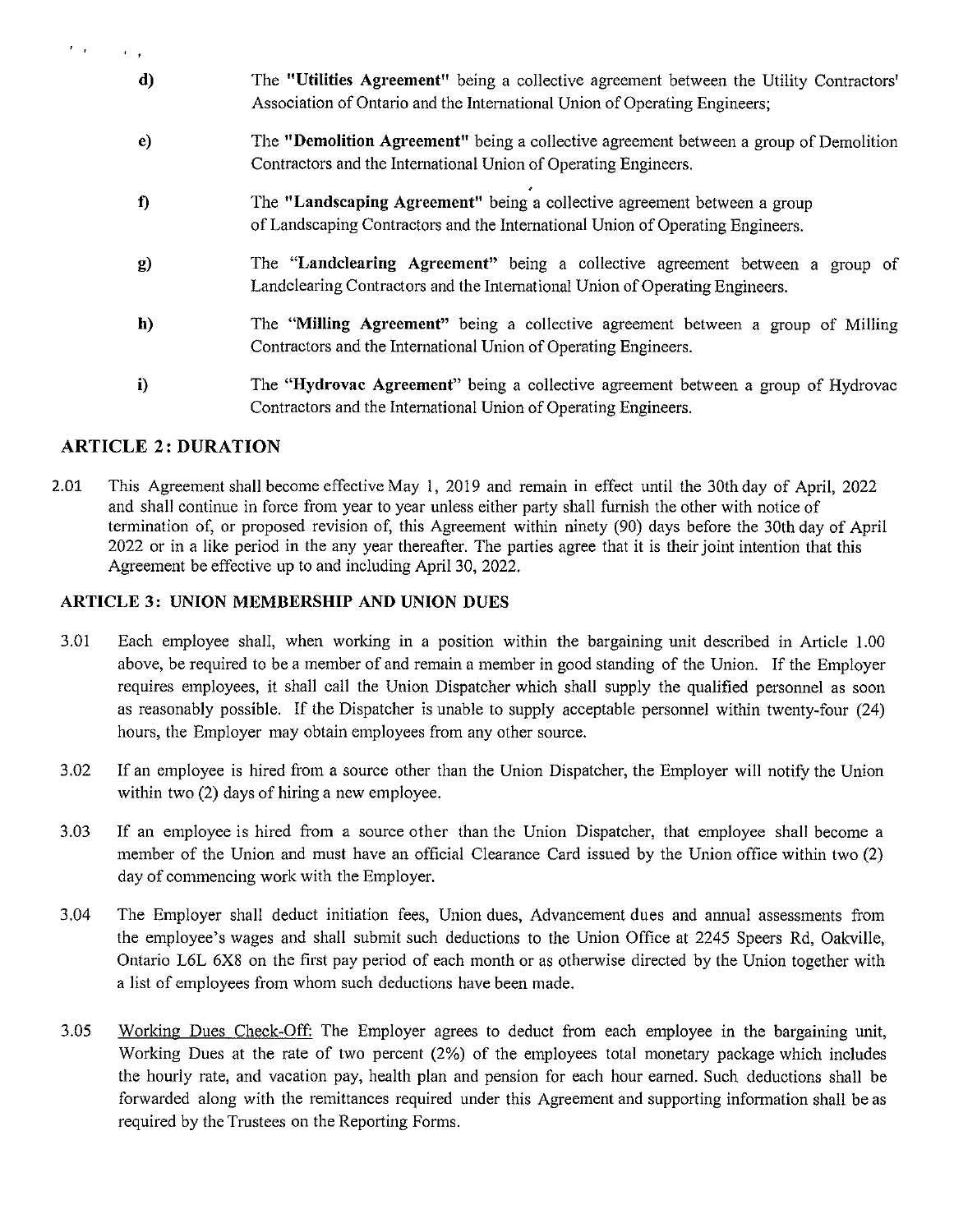d) The **"Utilities Agreement"** being a collective agreement between the Utility Contractors' Association of Ontario and the International Union of Operating Engineers;

e) The **"Demolition Agreement"** being a collective agreement between a group of Demolition Contractors and the International Union of Operating Engineers.

f) The **"Landscaping Agreement"** being a collective agreement between a group of Landscaping Contractors and the International Union of Operating Engineers.

g) The **"Landclearing Agreement"** being a collective agreement between a group of Landclearing Contractors and the International Union of Operating Engineers.

h) The **"Milling Agreement"** being a collective agreement between a group of Milling Contractors and the International Union of Operating Engineers.

i) The **"Hydrovac Agreement"** being a collective agreement between a group of Hydrovac Contractors and the International Union of Operating Engineers.

## ARTICLE 2: DURATION

2.01 This Agreement shall become effective May 1, 2019 and remain in effect until the 30th day of April, 2022 and shall continue in force from year to year unless either party shall furnish the other with notice of termination of, or proposed revision of, this Agreement within ninety (90) days before the 30th day of April 2022 or in a like period in the any year thereafter. The parties agree that it is their joint intention that this Agreement be effective up to and including April 30, 2022.

## ARTICLE 3: UNION MEMBERSHIP AND UNION DUES

3.01 Each employee shall, when working in a position within the bargaining unit described in Article 1.00 above, be required to be a member of and remain a member in good standing of the Union. If the Employer requires employees, it shall call the Union Dispatcher which shall supply the qualified personnel as soon as reasonably possible. If the Dispatcher is unable to supply acceptable personnel within twenty-four (24) hours, the Employer may obtain employees from any other source.

3.02 If an employee is hired from a source other than the Union Dispatcher, the Employer will notify the Union within two (2) days of hiring a new employee.

3.03 If an employee is hired from a source other than the Union Dispatcher, that employee shall become a member of the Union and must have an official Clearance Card issued by the Union office within two (2) day of commencing work with the Employer.

3.04 The Employer shall deduct initiation fees, Union dues, Advancement dues and annual assessments from the employee's wages and shall submit such deductions to the Union Office at 2245 Speers Rd, Oakville, Ontario L6L 6X8 on the first pay period of each month or as otherwise directed by the Union together with a list of employees from whom such deductions have been made.

3.05 Working Dues Check-Off: The Employer agrees to deduct from each employee in the bargaining unit, Working Dues at the rate of two percent (2%) of the employees total monetary package which includes the hourly rate, and vacation pay, health plan and pension for each hour earned. Such deductions shall be forwarded along with the remittances required under this Agreement and supporting information shall be as required by the Trustees on the Reporting Forms.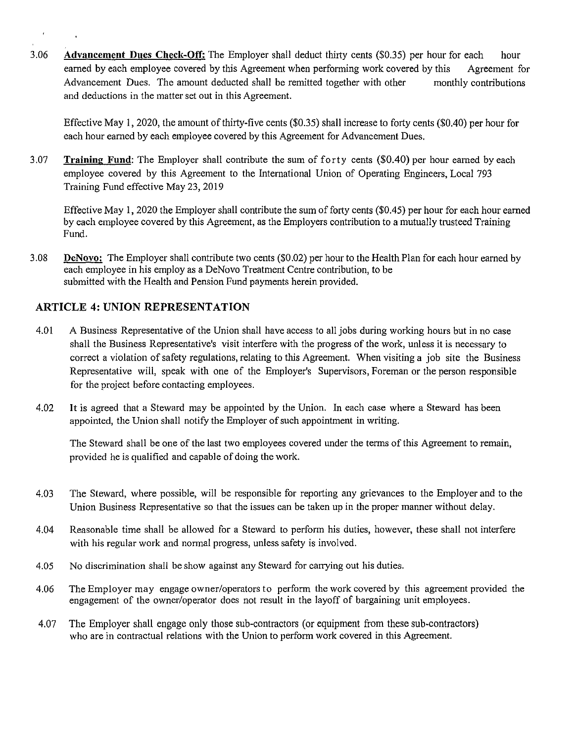3.06 **Advancement Dues Check-Off:** The Employer shall deduct thirty cents ($0.35) per hour for each hour earned by each employee covered by this Agreement when performing work covered by this Agreement for Advancement Dues. The amount deducted shall be remitted together with other monthly contributions and deductions in the matter set out in this Agreement.

Effective May 1, 2020, the amount of thirty-five cents ($0.35) shall increase to forty cents ($0.40) per hour for each hour earned by each employee covered by this Agreement for Advancement Dues.

3.07 **Training Fund**: The Employer shall contribute the sum of forty cents ($0.40) per hour earned by each employee covered by this Agreement to the International Union of Operating Engineers, Local 793 Training Fund effective May 23, 2019

Effective May 1, 2020 the Employer shall contribute the sum of forty cents ($0.45) per hour for each hour earned by each employee covered by this Agreement, as the Employers contribution to a mutually trusteed Training Fund.

3.08 **DeNovo:** The Employer shall contribute two cents ($0.02) per hour to the Health Plan for each hour earned by each employee in his employ as a DeNovo Treatment Centre contribution, to be submitted with the Health and Pension Fund payments herein provided.

## ARTICLE 4: UNION REPRESENTATION

4.01 A Business Representative of the Union shall have access to all jobs during working hours but in no case shall the Business Representative's visit interfere with the progress of the work, unless it is necessary to correct a violation of safety regulations, relating to this Agreement. When visiting a job site the Business Representative will, speak with one of the Employer's Supervisors, Foreman or the person responsible for the project before contacting employees.

4.02 It is agreed that a Steward may be appointed by the Union. In each case where a Steward has been appointed, the Union shall notify the Employer of such appointment in writing.

The Steward shall be one of the last two employees covered under the terms of this Agreement to remain, provided he is qualified and capable of doing the work.

4.03 The Steward, where possible, will be responsible for reporting any grievances to the Employer and to the Union Business Representative so that the issues can be taken up in the proper manner without delay.

4.04 Reasonable time shall be allowed for a Steward to perform his duties, however, these shall not interfere with his regular work and normal progress, unless safety is involved.

4.05 No discrimination shall be show against any Steward for carrying out his duties.

4.06 The Employer may engage owner/operators to perform the work covered by this agreement provided the engagement of the owner/operator does not result in the layoff of bargaining unit employees.

4.07 The Employer shall engage only those sub-contractors (or equipment from these sub-contractors) who are in contractual relations with the Union to perform work covered in this Agreement.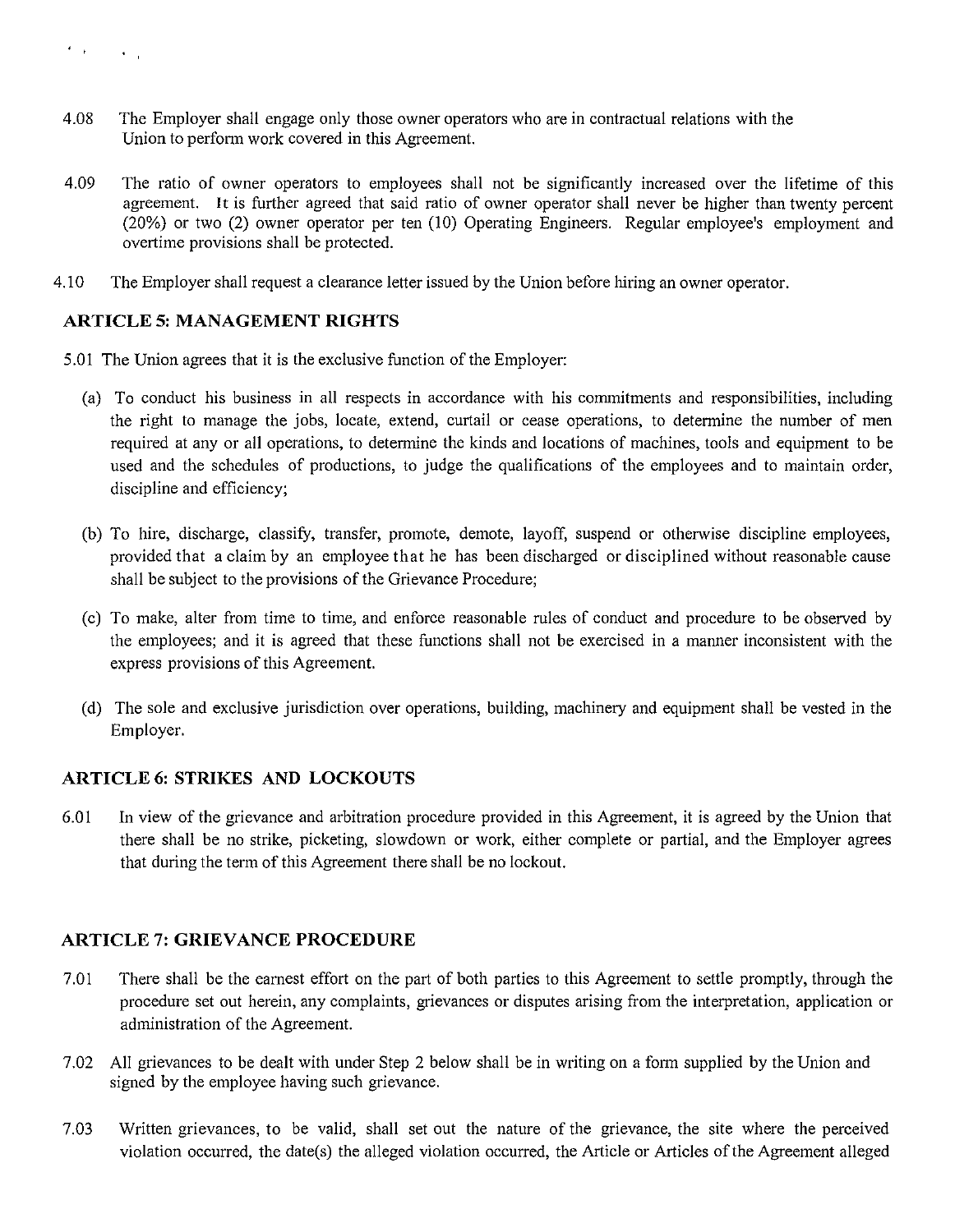4.08 The Employer shall engage only those owner operators who are in contractual relations with the Union to perform work covered in this Agreement.

4.09 The ratio of owner operators to employees shall not be significantly increased over the lifetime of this agreement. It is further agreed that said ratio of owner operator shall never be higher than twenty percent (20%) or two (2) owner operator per ten (10) Operating Engineers. Regular employee's employment and overtime provisions shall be protected.

4.10 The Employer shall request a clearance letter issued by the Union before hiring an owner operator.

## ARTICLE 5: MANAGEMENT RIGHTS

5.01 The Union agrees that it is the exclusive function of the Employer:

(a) To conduct his business in all respects in accordance with his commitments and responsibilities, including the right to manage the jobs, locate, extend, curtail or cease operations, to determine the number of men required at any or all operations, to determine the kinds and locations of machines, tools and equipment to be used and the schedules of productions, to judge the qualifications of the employees and to maintain order, discipline and efficiency;

(b) To hire, discharge, classify, transfer, promote, demote, layoff, suspend or otherwise discipline employees, provided that a claim by an employee that he has been discharged or disciplined without reasonable cause shall be subject to the provisions of the Grievance Procedure;

(c) To make, alter from time to time, and enforce reasonable rules of conduct and procedure to be observed by the employees; and it is agreed that these functions shall not be exercised in a manner inconsistent with the express provisions of this Agreement.

(d) The sole and exclusive jurisdiction over operations, building, machinery and equipment shall be vested in the Employer.

## ARTICLE 6: STRIKES AND LOCKOUTS

6.01 In view of the grievance and arbitration procedure provided in this Agreement, it is agreed by the Union that there shall be no strike, picketing, slowdown or work, either complete or partial, and the Employer agrees that during the term of this Agreement there shall be no lockout.

## ARTICLE 7: GRIEVANCE PROCEDURE

7.01 There shall be the earnest effort on the part of both parties to this Agreement to settle promptly, through the procedure set out herein, any complaints, grievances or disputes arising from the interpretation, application or administration of the Agreement.

7.02 All grievances to be dealt with under Step 2 below shall be in writing on a form supplied by the Union and signed by the employee having such grievance.

7.03 Written grievances, to be valid, shall set out the nature of the grievance, the site where the perceived violation occurred, the date(s) the alleged violation occurred, the Article or Articles of the Agreement alleged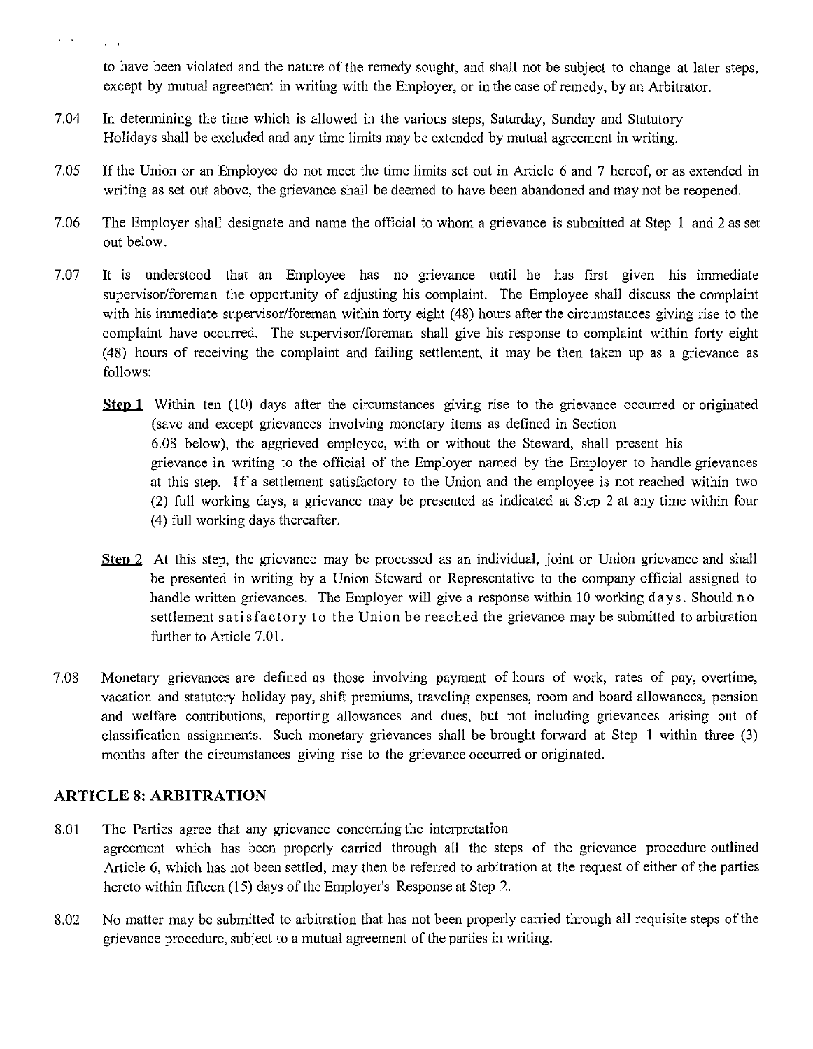to have been violated and the nature of the remedy sought, and shall not be subject to change at later steps, except by mutual agreement in writing with the Employer, or in the case of remedy, by an Arbitrator.

7.04 In determining the time which is allowed in the various steps, Saturday, Sunday and Statutory Holidays shall be excluded and any time limits may be extended by mutual agreement in writing.

7.05 If the Union or an Employee do not meet the time limits set out in Article 6 and 7 hereof, or as extended in writing as set out above, the grievance shall be deemed to have been abandoned and may not be reopened.

7.06 The Employer shall designate and name the official to whom a grievance is submitted at Step 1 and 2 as set out below.

7.07 It is understood that an Employee has no grievance until he has first given his immediate supervisor/foreman the opportunity of adjusting his complaint. The Employee shall discuss the complaint with his immediate supervisor/foreman within forty eight (48) hours after the circumstances giving rise to the complaint have occurred. The supervisor/foreman shall give his response to complaint within forty eight (48) hours of receiving the complaint and failing settlement, it may be then taken up as a grievance as follows:

**Step 1** Within ten (10) days after the circumstances giving rise to the grievance occurred or originated (save and except grievances involving monetary items as defined in Section 6.08 below), the aggrieved employee, with or without the Steward, shall present his grievance in writing to the official of the Employer named by the Employer to handle grievances at this step. If a settlement satisfactory to the Union and the employee is not reached within two (2) full working days, a grievance may be presented as indicated at Step 2 at any time within four (4) full working days thereafter.

**Step 2** At this step, the grievance may be processed as an individual, joint or Union grievance and shall be presented in writing by a Union Steward or Representative to the company official assigned to handle written grievances. The Employer will give a response within 10 working days. Should no settlement satisfactory to the Union be reached the grievance may be submitted to arbitration further to Article 7.01.

7.08 Monetary grievances are defined as those involving payment of hours of work, rates of pay, overtime, vacation and statutory holiday pay, shift premiums, traveling expenses, room and board allowances, pension and welfare contributions, reporting allowances and dues, but not including grievances arising out of classification assignments. Such monetary grievances shall be brought forward at Step 1 within three (3) months after the circumstances giving rise to the grievance occurred or originated.

## ARTICLE 8: ARBITRATION

8.01 The Parties agree that any grievance concerning the interpretation agreement which has been properly carried through all the steps of the grievance procedure outlined Article 6, which has not been settled, may then be referred to arbitration at the request of either of the parties hereto within fifteen (15) days of the Employer's Response at Step 2.

8.02 No matter may be submitted to arbitration that has not been properly carried through all requisite steps of the grievance procedure, subject to a mutual agreement of the parties in writing.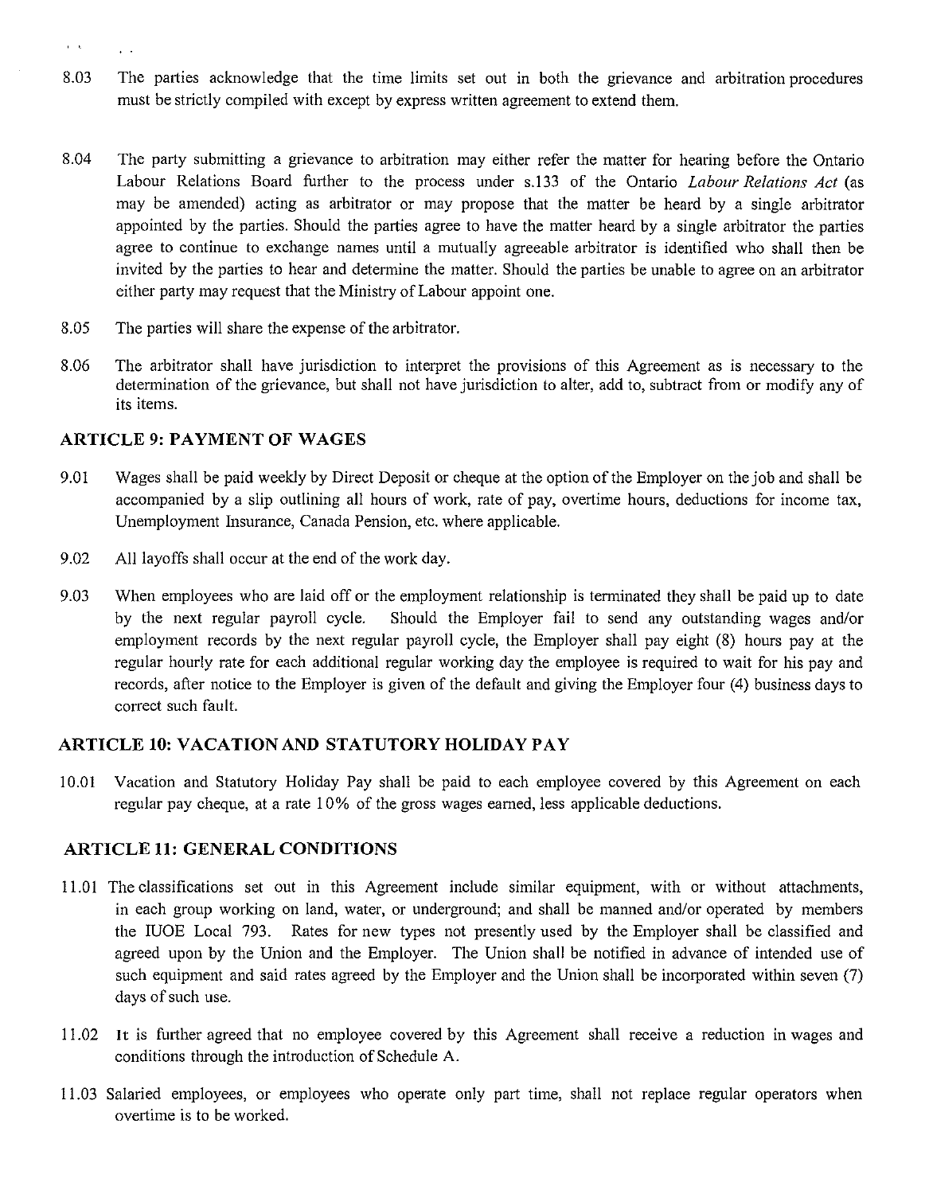8.03 The parties acknowledge that the time limits set out in both the grievance and arbitration procedures must be strictly compiled with except by express written agreement to extend them.

8.04 The party submitting a grievance to arbitration may either refer the matter for hearing before the Ontario Labour Relations Board further to the process under s.133 of the Ontario *Labour Relations Act* (as may be amended) acting as arbitrator or may propose that the matter be heard by a single arbitrator appointed by the parties. Should the parties agree to have the matter heard by a single arbitrator the parties agree to continue to exchange names until a mutually agreeable arbitrator is identified who shall then be invited by the parties to hear and determine the matter. Should the parties be unable to agree on an arbitrator either party may request that the Ministry of Labour appoint one.

8.05 The parties will share the expense of the arbitrator.

8.06 The arbitrator shall have jurisdiction to interpret the provisions of this Agreement as is necessary to the determination of the grievance, but shall not have jurisdiction to alter, add to, subtract from or modify any of its items.

## ARTICLE 9: PAYMENT OF WAGES

9.01 Wages shall be paid weekly by Direct Deposit or cheque at the option of the Employer on the job and shall be accompanied by a slip outlining all hours of work, rate of pay, overtime hours, deductions for income tax, Unemployment Insurance, Canada Pension, etc. where applicable.

9.02 All layoffs shall occur at the end of the work day.

9.03 When employees who are laid off or the employment relationship is terminated they shall be paid up to date by the next regular payroll cycle. Should the Employer fail to send any outstanding wages and/or employment records by the next regular payroll cycle, the Employer shall pay eight (8) hours pay at the regular hourly rate for each additional regular working day the employee is required to wait for his pay and records, after notice to the Employer is given of the default and giving the Employer four (4) business days to correct such fault.

## ARTICLE 10: VACATION AND STATUTORY HOLIDAY PAY

10.01 Vacation and Statutory Holiday Pay shall be paid to each employee covered by this Agreement on each regular pay cheque, at a rate 10% of the gross wages earned, less applicable deductions.

## ARTICLE 11: GENERAL CONDITIONS

11.01 The classifications set out in this Agreement include similar equipment, with or without attachments, in each group working on land, water, or underground; and shall be manned and/or operated by members the IUOE Local 793. Rates for new types not presently used by the Employer shall be classified and agreed upon by the Union and the Employer. The Union shall be notified in advance of intended use of such equipment and said rates agreed by the Employer and the Union shall be incorporated within seven (7) days of such use.

11.02 It is further agreed that no employee covered by this Agreement shall receive a reduction in wages and conditions through the introduction of Schedule A.

11.03 Salaried employees, or employees who operate only part time, shall not replace regular operators when overtime is to be worked.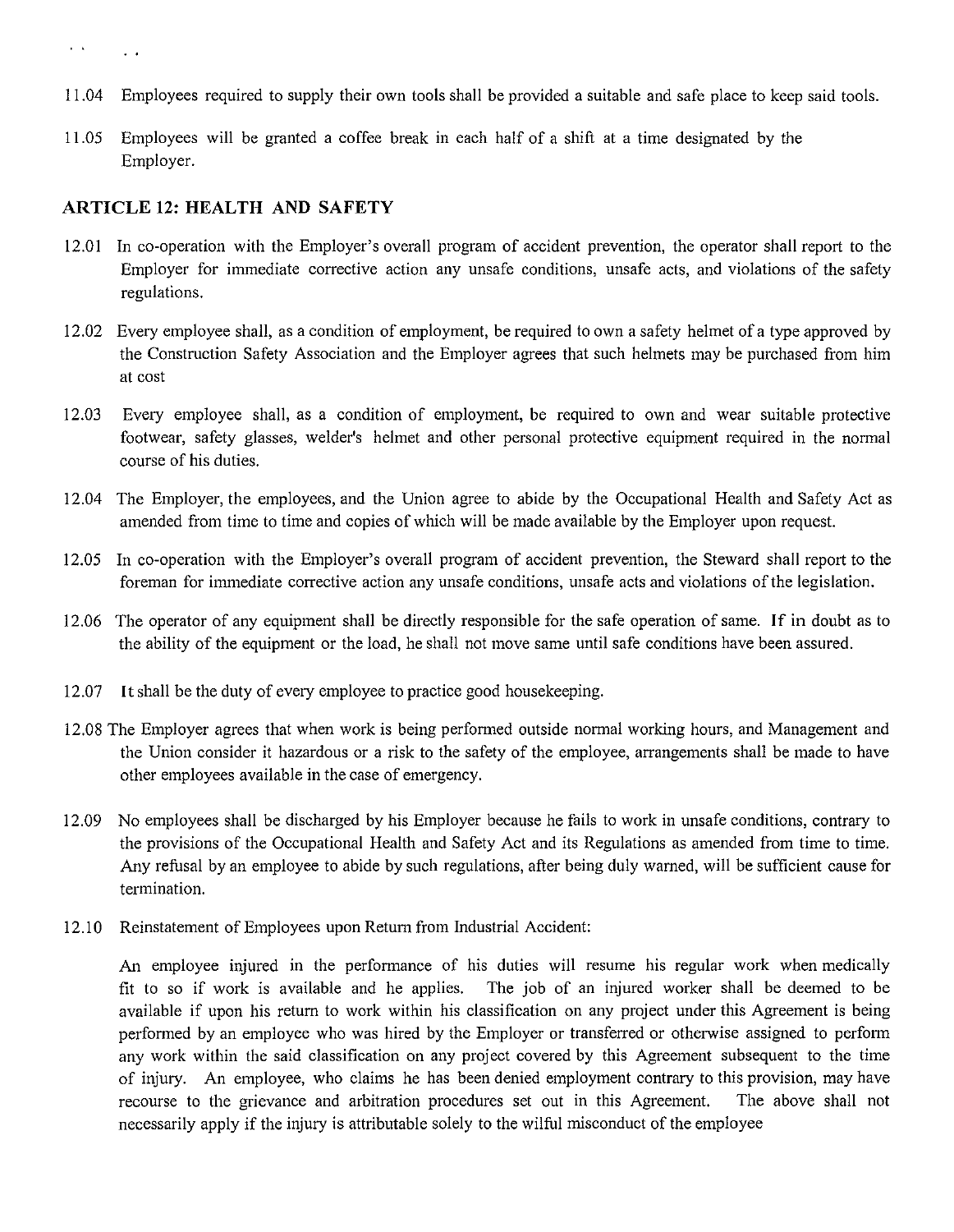11.04 Employees required to supply their own tools shall be provided a suitable and safe place to keep said tools.

11.05 Employees will be granted a coffee break in each half of a shift at a time designated by the Employer.

## ARTICLE 12: HEALTH AND SAFETY

12.01 In co-operation with the Employer's overall program of accident prevention, the operator shall report to the Employer for immediate corrective action any unsafe conditions, unsafe acts, and violations of the safety regulations.

12.02 Every employee shall, as a condition of employment, be required to own a safety helmet of a type approved by the Construction Safety Association and the Employer agrees that such helmets may be purchased from him at cost

12.03 Every employee shall, as a condition of employment, be required to own and wear suitable protective footwear, safety glasses, welder's helmet and other personal protective equipment required in the normal course of his duties.

12.04 The Employer, the employees, and the Union agree to abide by the Occupational Health and Safety Act as amended from time to time and copies of which will be made available by the Employer upon request.

12.05 In co-operation with the Employer's overall program of accident prevention, the Steward shall report to the foreman for immediate corrective action any unsafe conditions, unsafe acts and violations of the legislation.

12.06 The operator of any equipment shall be directly responsible for the safe operation of same. If in doubt as to the ability of the equipment or the load, he shall not move same until safe conditions have been assured.

12.07 It shall be the duty of every employee to practice good housekeeping.

12.08 The Employer agrees that when work is being performed outside normal working hours, and Management and the Union consider it hazardous or a risk to the safety of the employee, arrangements shall be made to have other employees available in the case of emergency.

12.09 No employees shall be discharged by his Employer because he fails to work in unsafe conditions, contrary to the provisions of the Occupational Health and Safety Act and its Regulations as amended from time to time. Any refusal by an employee to abide by such regulations, after being duly warned, will be sufficient cause for termination.

12.10 Reinstatement of Employees upon Return from Industrial Accident:

An employee injured in the performance of his duties will resume his regular work when medically fit to so if work is available and he applies. The job of an injured worker shall be deemed to be available if upon his return to work within his classification on any project under this Agreement is being performed by an employee who was hired by the Employer or transferred or otherwise assigned to perform any work within the said classification on any project covered by this Agreement subsequent to the time of injury. An employee, who claims he has been denied employment contrary to this provision, may have recourse to the grievance and arbitration procedures set out in this Agreement. The above shall not necessarily apply if the injury is attributable solely to the wilful misconduct of the employee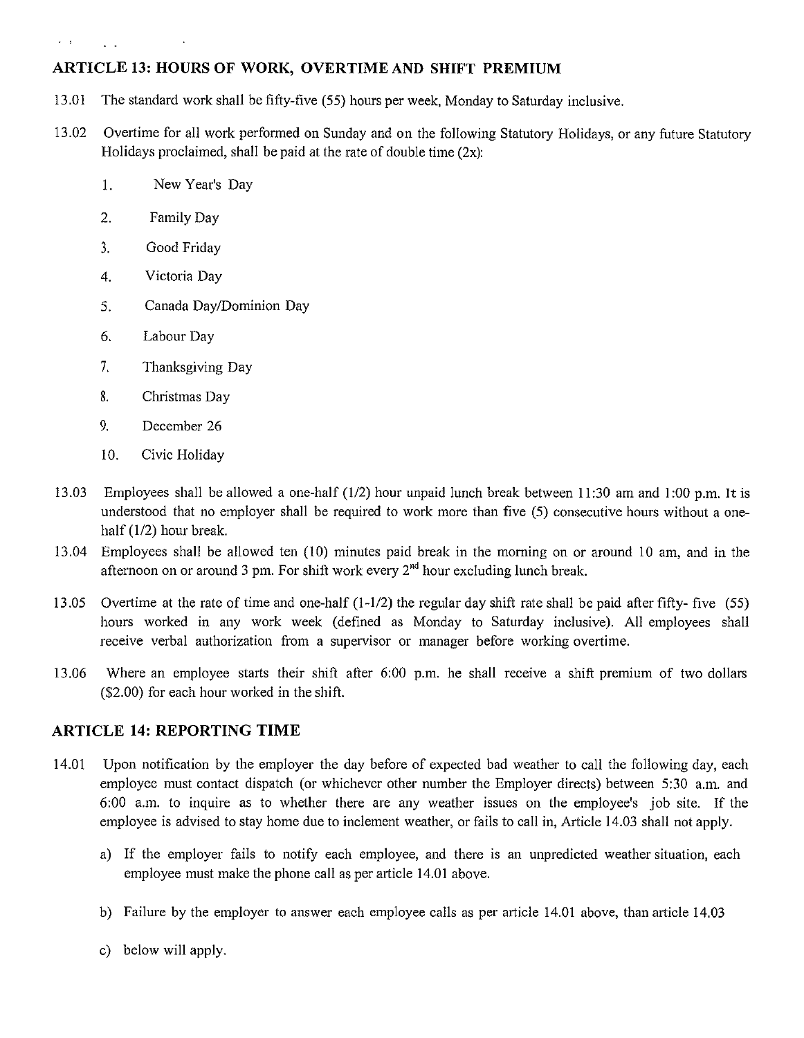## ARTICLE 13: HOURS OF WORK, OVERTIME AND SHIFT PREMIUM

13.01 The standard work shall be fifty-five (55) hours per week, Monday to Saturday inclusive.

13.02 Overtime for all work performed on Sunday and on the following Statutory Holidays, or any future Statutory Holidays proclaimed, shall be paid at the rate of double time (2x):

1. New Year's Day
2. Family Day
3. Good Friday
4. Victoria Day
5. Canada Day/Dominion Day
6. Labour Day
7. Thanksgiving Day
8. Christmas Day
9. December 26
10. Civic Holiday

13.03 Employees shall be allowed a one-half (1/2) hour unpaid lunch break between 11:30 am and 1:00 p.m. It is understood that no employer shall be required to work more than five (5) consecutive hours without a one-half (1/2) hour break.

13.04 Employees shall be allowed ten (10) minutes paid break in the morning on or around 10 am, and in the afternoon on or around 3 pm. For shift work every 2nd hour excluding lunch break.

13.05 Overtime at the rate of time and one-half (1-1/2) the regular day shift rate shall be paid after fifty- five (55) hours worked in any work week (defined as Monday to Saturday inclusive). All employees shall receive verbal authorization from a supervisor or manager before working overtime.

13.06 Where an employee starts their shift after 6:00 p.m. he shall receive a shift premium of two dollars ($2.00) for each hour worked in the shift.

## ARTICLE 14: REPORTING TIME

14.01 Upon notification by the employer the day before of expected bad weather to call the following day, each employee must contact dispatch (or whichever other number the Employer directs) between 5:30 a.m. and 6:00 a.m. to inquire as to whether there are any weather issues on the employee's job site. If the employee is advised to stay home due to inclement weather, or fails to call in, Article 14.03 shall not apply.

a) If the employer fails to notify each employee, and there is an unpredicted weather situation, each employee must make the phone call as per article 14.01 above.

b) Failure by the employer to answer each employee calls as per article 14.01 above, than article 14.03

c) below will apply.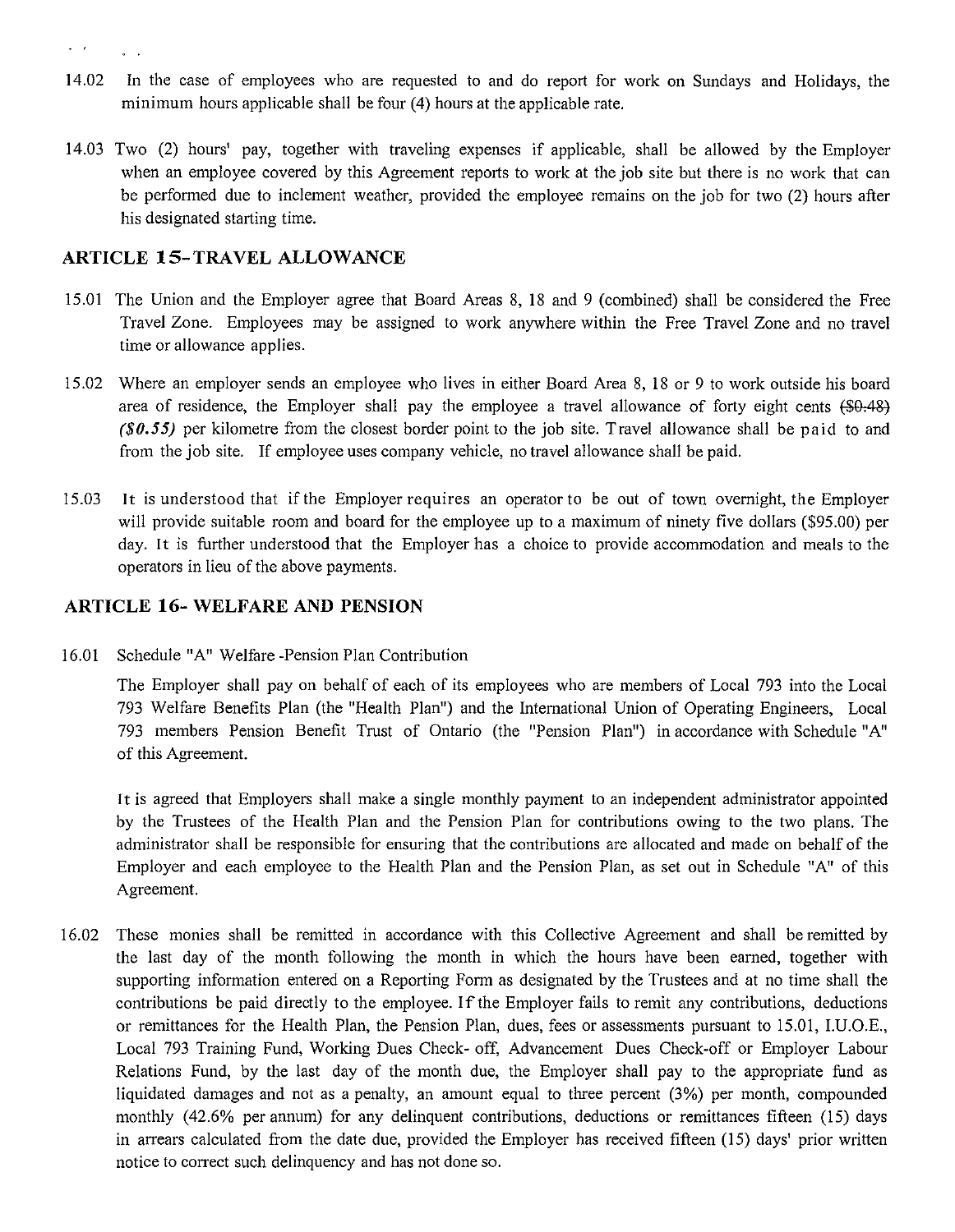14.02 In the case of employees who are requested to and do report for work on Sundays and Holidays, the minimum hours applicable shall be four (4) hours at the applicable rate.

14.03 Two (2) hours' pay, together with traveling expenses if applicable, shall be allowed by the Employer when an employee covered by this Agreement reports to work at the job site but there is no work that can be performed due to inclement weather, provided the employee remains on the job for two (2) hours after his designated starting time.

## ARTICLE 15- TRAVEL ALLOWANCE

15.01 The Union and the Employer agree that Board Areas 8, 18 and 9 (combined) shall be considered the Free Travel Zone. Employees may be assigned to work anywhere within the Free Travel Zone and no travel time or allowance applies.

15.02 Where an employer sends an employee who lives in either Board Area 8, 18 or 9 to work outside his board area of residence, the Employer shall pay the employee a travel allowance of forty eight cents ~~($0.48)~~ *($0.55)* per kilometre from the closest border point to the job site. Travel allowance shall be paid to and from the job site. If employee uses company vehicle, no travel allowance shall be paid.

15.03 It is understood that if the Employer requires an operator to be out of town overnight, the Employer will provide suitable room and board for the employee up to a maximum of ninety five dollars ($95.00) per day. It is further understood that the Employer has a choice to provide accommodation and meals to the operators in lieu of the above payments.

## ARTICLE 16- WELFARE AND PENSION

16.01 Schedule "A" Welfare -Pension Plan Contribution

The Employer shall pay on behalf of each of its employees who are members of Local 793 into the Local 793 Welfare Benefits Plan (the "Health Plan") and the International Union of Operating Engineers, Local 793 members Pension Benefit Trust of Ontario (the "Pension Plan") in accordance with Schedule "A" of this Agreement.

It is agreed that Employers shall make a single monthly payment to an independent administrator appointed by the Trustees of the Health Plan and the Pension Plan for contributions owing to the two plans. The administrator shall be responsible for ensuring that the contributions are allocated and made on behalf of the Employer and each employee to the Health Plan and the Pension Plan, as set out in Schedule "A" of this Agreement.

16.02 These monies shall be remitted in accordance with this Collective Agreement and shall be remitted by the last day of the month following the month in which the hours have been earned, together with supporting information entered on a Reporting Form as designated by the Trustees and at no time shall the contributions be paid directly to the employee. If the Employer fails to remit any contributions, deductions or remittances for the Health Plan, the Pension Plan, dues, fees or assessments pursuant to 15.01, I.U.O.E., Local 793 Training Fund, Working Dues Check- off, Advancement Dues Check-off or Employer Labour Relations Fund, by the last day of the month due, the Employer shall pay to the appropriate fund as liquidated damages and not as a penalty, an amount equal to three percent (3%) per month, compounded monthly (42.6% per annum) for any delinquent contributions, deductions or remittances fifteen (15) days in arrears calculated from the date due, provided the Employer has received fifteen (15) days' prior written notice to correct such delinquency and has not done so.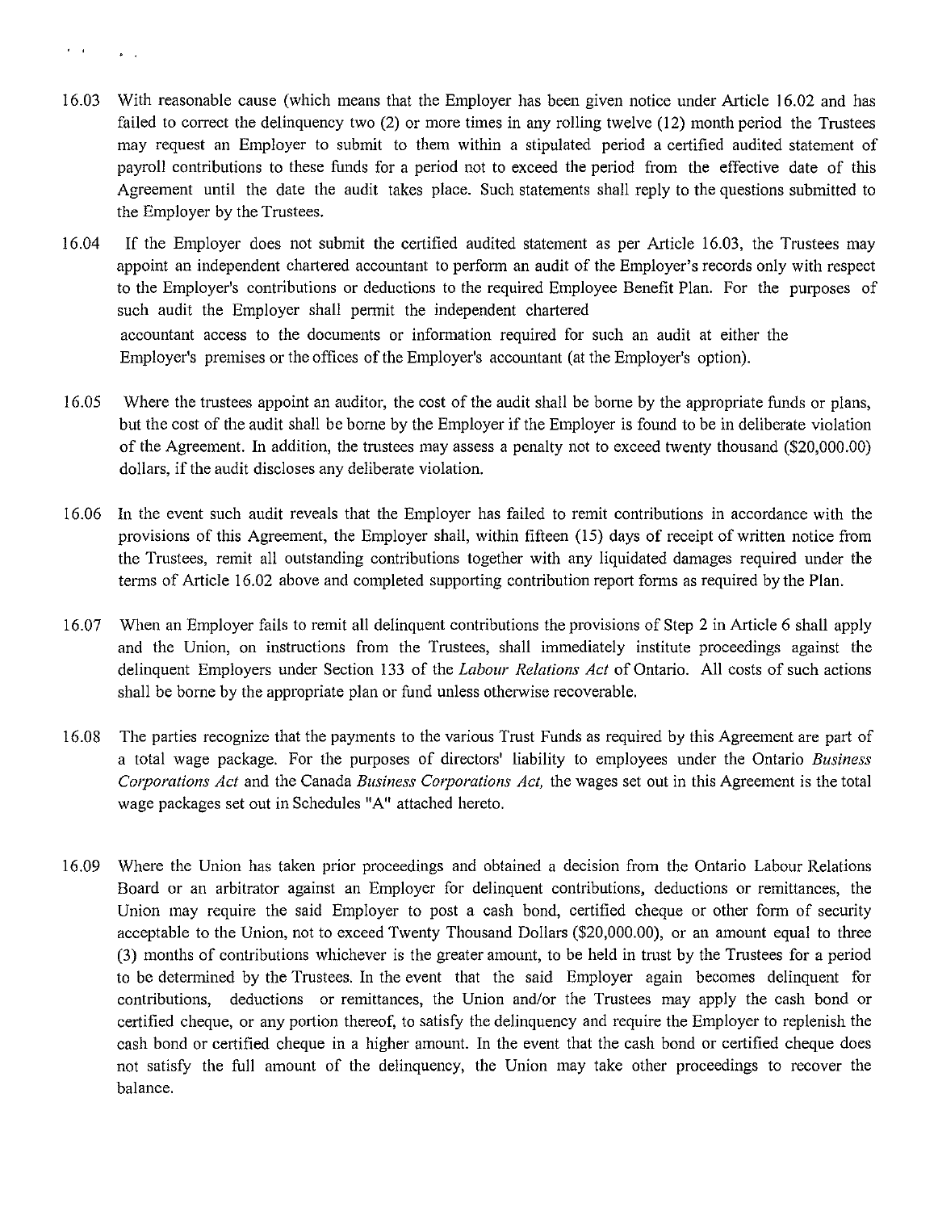16.03 With reasonable cause (which means that the Employer has been given notice under Article 16.02 and has failed to correct the delinquency two (2) or more times in any rolling twelve (12) month period the Trustees may request an Employer to submit to them within a stipulated period a certified audited statement of payroll contributions to these funds for a period not to exceed the period from the effective date of this Agreement until the date the audit takes place. Such statements shall reply to the questions submitted to the Employer by the Trustees.

16.04 If the Employer does not submit the certified audited statement as per Article 16.03, the Trustees may appoint an independent chartered accountant to perform an audit of the Employer's records only with respect to the Employer's contributions or deductions to the required Employee Benefit Plan. For the purposes of such audit the Employer shall permit the independent chartered accountant access to the documents or information required for such an audit at either the Employer's premises or the offices of the Employer's accountant (at the Employer's option).

16.05 Where the trustees appoint an auditor, the cost of the audit shall be borne by the appropriate funds or plans, but the cost of the audit shall be borne by the Employer if the Employer is found to be in deliberate violation of the Agreement. In addition, the trustees may assess a penalty not to exceed twenty thousand ($20,000.00) dollars, if the audit discloses any deliberate violation.

16.06 In the event such audit reveals that the Employer has failed to remit contributions in accordance with the provisions of this Agreement, the Employer shall, within fifteen (15) days of receipt of written notice from the Trustees, remit all outstanding contributions together with any liquidated damages required under the terms of Article 16.02 above and completed supporting contribution report forms as required by the Plan.

16.07 When an Employer fails to remit all delinquent contributions the provisions of Step 2 in Article 6 shall apply and the Union, on instructions from the Trustees, shall immediately institute proceedings against the delinquent Employers under Section 133 of the *Labour Relations Act* of Ontario. All costs of such actions shall be borne by the appropriate plan or fund unless otherwise recoverable.

16.08 The parties recognize that the payments to the various Trust Funds as required by this Agreement are part of a total wage package. For the purposes of directors' liability to employees under the Ontario *Business Corporations Act* and the Canada *Business Corporations Act,* the wages set out in this Agreement is the total wage packages set out in Schedules "A" attached hereto.

16.09 Where the Union has taken prior proceedings and obtained a decision from the Ontario Labour Relations Board or an arbitrator against an Employer for delinquent contributions, deductions or remittances, the Union may require the said Employer to post a cash bond, certified cheque or other form of security acceptable to the Union, not to exceed Twenty Thousand Dollars ($20,000.00), or an amount equal to three (3) months of contributions whichever is the greater amount, to be held in trust by the Trustees for a period to be determined by the Trustees. In the event that the said Employer again becomes delinquent for contributions, deductions or remittances, the Union and/or the Trustees may apply the cash bond or certified cheque, or any portion thereof, to satisfy the delinquency and require the Employer to replenish the cash bond or certified cheque in a higher amount. In the event that the cash bond or certified cheque does not satisfy the full amount of the delinquency, the Union may take other proceedings to recover the balance.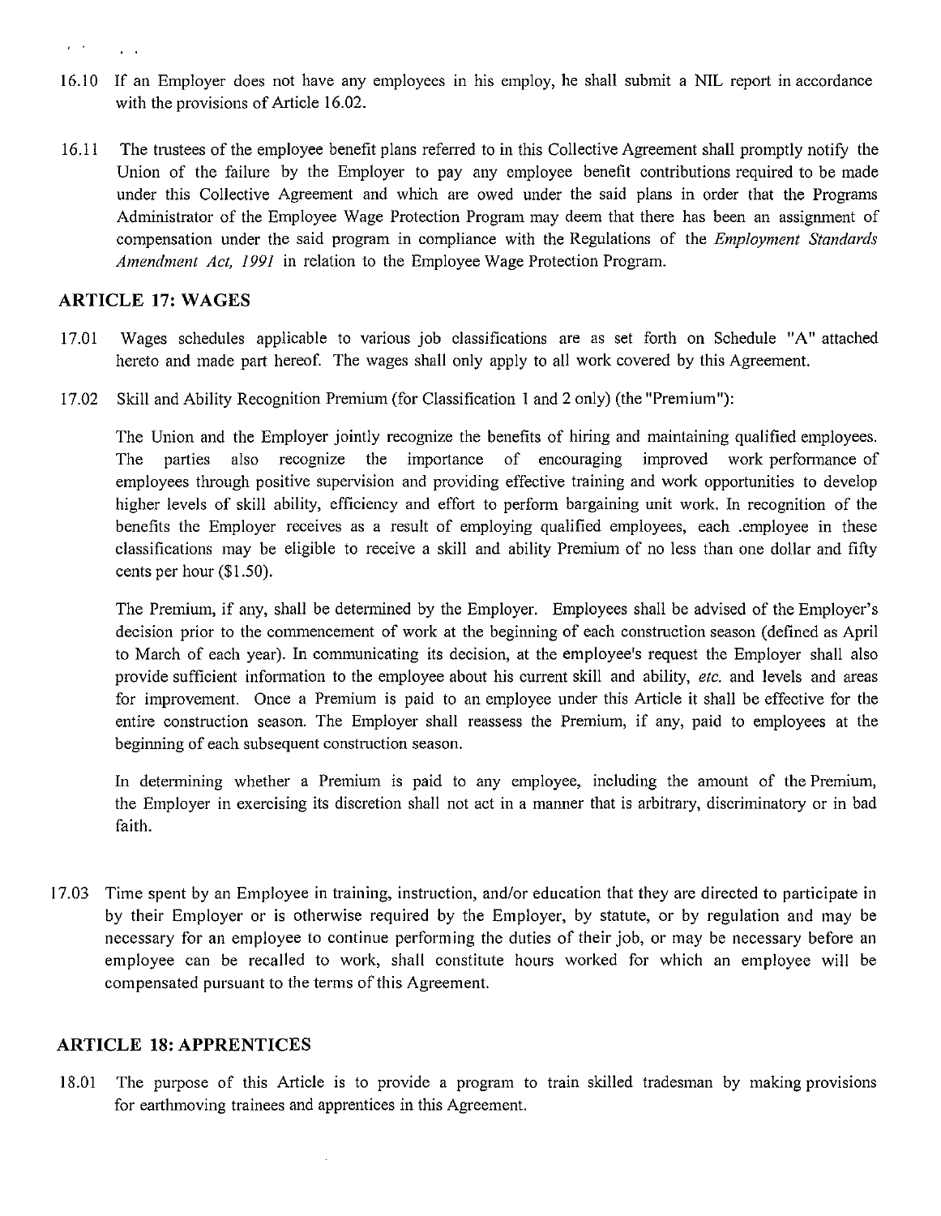16.10 If an Employer does not have any employees in his employ, he shall submit a NIL report in accordance with the provisions of Article 16.02.

16.11 The trustees of the employee benefit plans referred to in this Collective Agreement shall promptly notify the Union of the failure by the Employer to pay any employee benefit contributions required to be made under this Collective Agreement and which are owed under the said plans in order that the Programs Administrator of the Employee Wage Protection Program may deem that there has been an assignment of compensation under the said program in compliance with the Regulations of the *Employment Standards Amendment Act, 1991* in relation to the Employee Wage Protection Program.

## ARTICLE 17: WAGES

17.01 Wages schedules applicable to various job classifications are as set forth on Schedule "A" attached hereto and made part hereof. The wages shall only apply to all work covered by this Agreement.

17.02 Skill and Ability Recognition Premium (for Classification 1 and 2 only) (the "Premium"):

The Union and the Employer jointly recognize the benefits of hiring and maintaining qualified employees. The parties also recognize the importance of encouraging improved work performance of employees through positive supervision and providing effective training and work opportunities to develop higher levels of skill ability, efficiency and effort to perform bargaining unit work. In recognition of the benefits the Employer receives as a result of employing qualified employees, each .employee in these classifications may be eligible to receive a skill and ability Premium of no less than one dollar and fifty cents per hour ($1.50).

The Premium, if any, shall be determined by the Employer. Employees shall be advised of the Employer's decision prior to the commencement of work at the beginning of each construction season (defined as April to March of each year). In communicating its decision, at the employee's request the Employer shall also provide sufficient information to the employee about his current skill and ability, *etc.* and levels and areas for improvement. Once a Premium is paid to an employee under this Article it shall be effective for the entire construction season. The Employer shall reassess the Premium, if any, paid to employees at the beginning of each subsequent construction season.

In determining whether a Premium is paid to any employee, including the amount of the Premium, the Employer in exercising its discretion shall not act in a manner that is arbitrary, discriminatory or in bad faith.

17.03 Time spent by an Employee in training, instruction, and/or education that they are directed to participate in by their Employer or is otherwise required by the Employer, by statute, or by regulation and may be necessary for an employee to continue performing the duties of their job, or may be necessary before an employee can be recalled to work, shall constitute hours worked for which an employee will be compensated pursuant to the terms of this Agreement.

## ARTICLE 18: APPRENTICES

18.01 The purpose of this Article is to provide a program to train skilled tradesman by making provisions for earthmoving trainees and apprentices in this Agreement.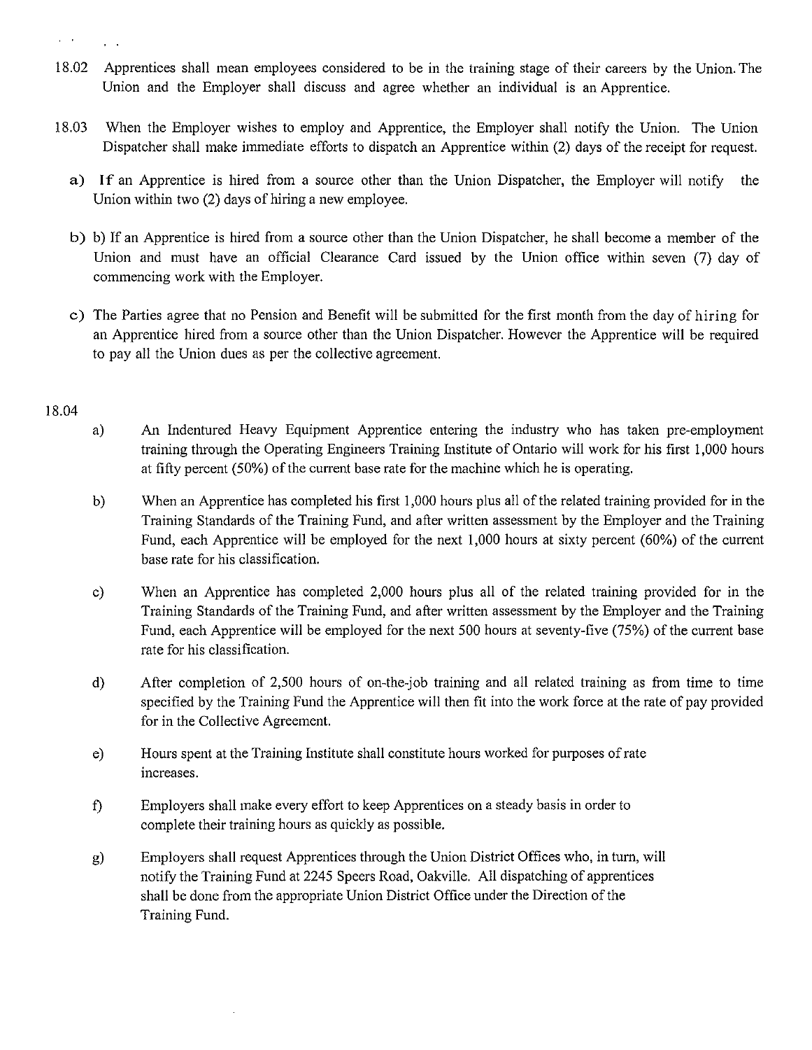18.02 Apprentices shall mean employees considered to be in the training stage of their careers by the Union. The Union and the Employer shall discuss and agree whether an individual is an Apprentice.

18.03 When the Employer wishes to employ and Apprentice, the Employer shall notify the Union. The Union Dispatcher shall make immediate efforts to dispatch an Apprentice within (2) days of the receipt for request.

a) If an Apprentice is hired from a source other than the Union Dispatcher, the Employer will notify the Union within two (2) days of hiring a new employee.

b) b) If an Apprentice is hired from a source other than the Union Dispatcher, he shall become a member of the Union and must have an official Clearance Card issued by the Union office within seven (7) day of commencing work with the Employer.

c) The Parties agree that no Pension and Benefit will be submitted for the first month from the day of hiring for an Apprentice hired from a source other than the Union Dispatcher. However the Apprentice will be required to pay all the Union dues as per the collective agreement.

18.04

a) An Indentured Heavy Equipment Apprentice entering the industry who has taken pre-employment training through the Operating Engineers Training Institute of Ontario will work for his first 1,000 hours at fifty percent (50%) of the current base rate for the machine which he is operating.

b) When an Apprentice has completed his first 1,000 hours plus all of the related training provided for in the Training Standards of the Training Fund, and after written assessment by the Employer and the Training Fund, each Apprentice will be employed for the next 1,000 hours at sixty percent (60%) of the current base rate for his classification.

c) When an Apprentice has completed 2,000 hours plus all of the related training provided for in the Training Standards of the Training Fund, and after written assessment by the Employer and the Training Fund, each Apprentice will be employed for the next 500 hours at seventy-five (75%) of the current base rate for his classification.

d) After completion of 2,500 hours of on-the-job training and all related training as from time to time specified by the Training Fund the Apprentice will then fit into the work force at the rate of pay provided for in the Collective Agreement.

e) Hours spent at the Training Institute shall constitute hours worked for purposes of rate increases.

f) Employers shall make every effort to keep Apprentices on a steady basis in order to complete their training hours as quickly as possible.

g) Employers shall request Apprentices through the Union District Offices who, in turn, will notify the Training Fund at 2245 Speers Road, Oakville. All dispatching of apprentices shall be done from the appropriate Union District Office under the Direction of the Training Fund.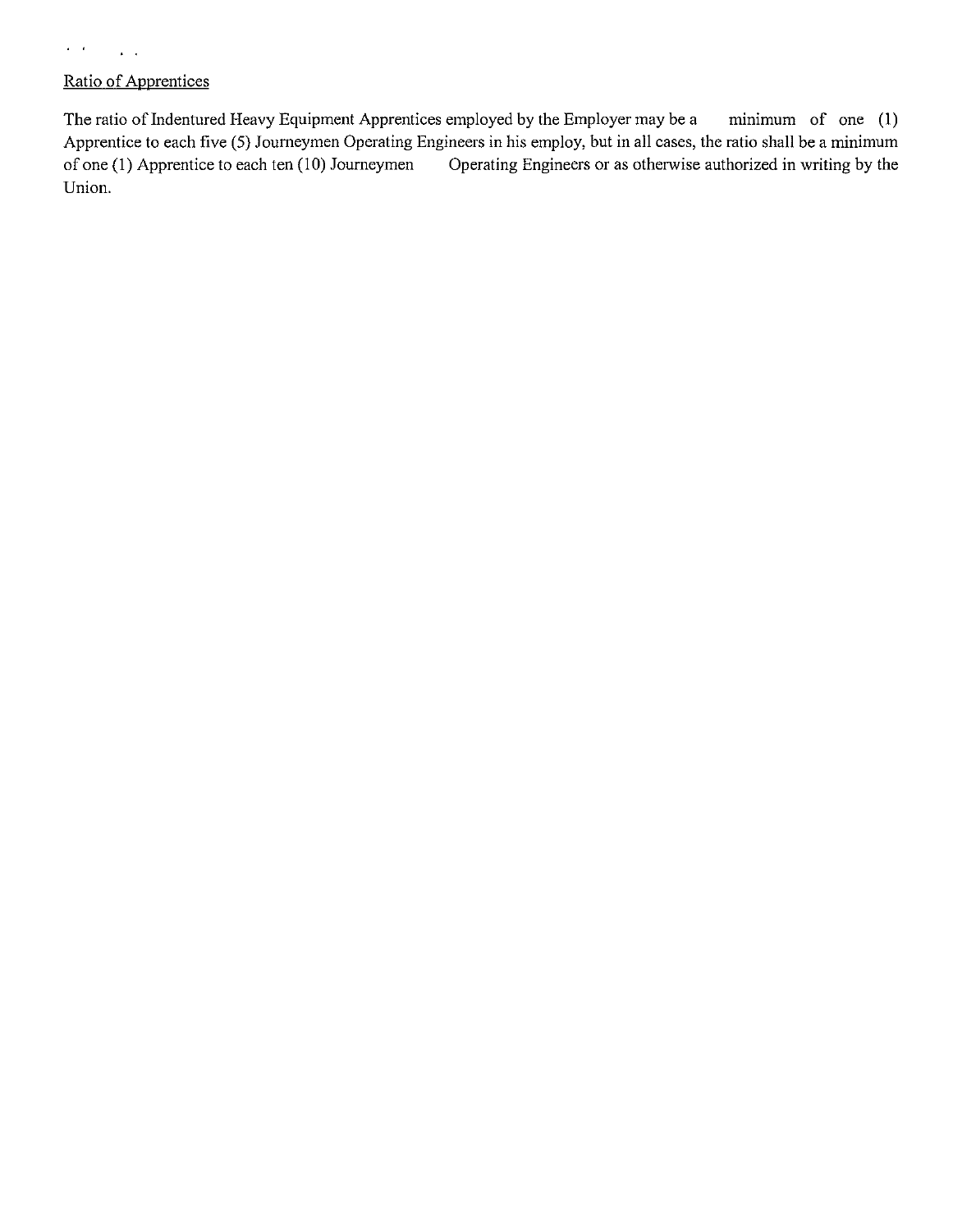Ratio of Apprentices

The ratio of Indentured Heavy Equipment Apprentices employed by the Employer may be a minimum of one (1) Apprentice to each five (5) Journeymen Operating Engineers in his employ, but in all cases, the ratio shall be a minimum of one (1) Apprentice to each ten (10) Journeymen Operating Engineers or as otherwise authorized in writing by the Union.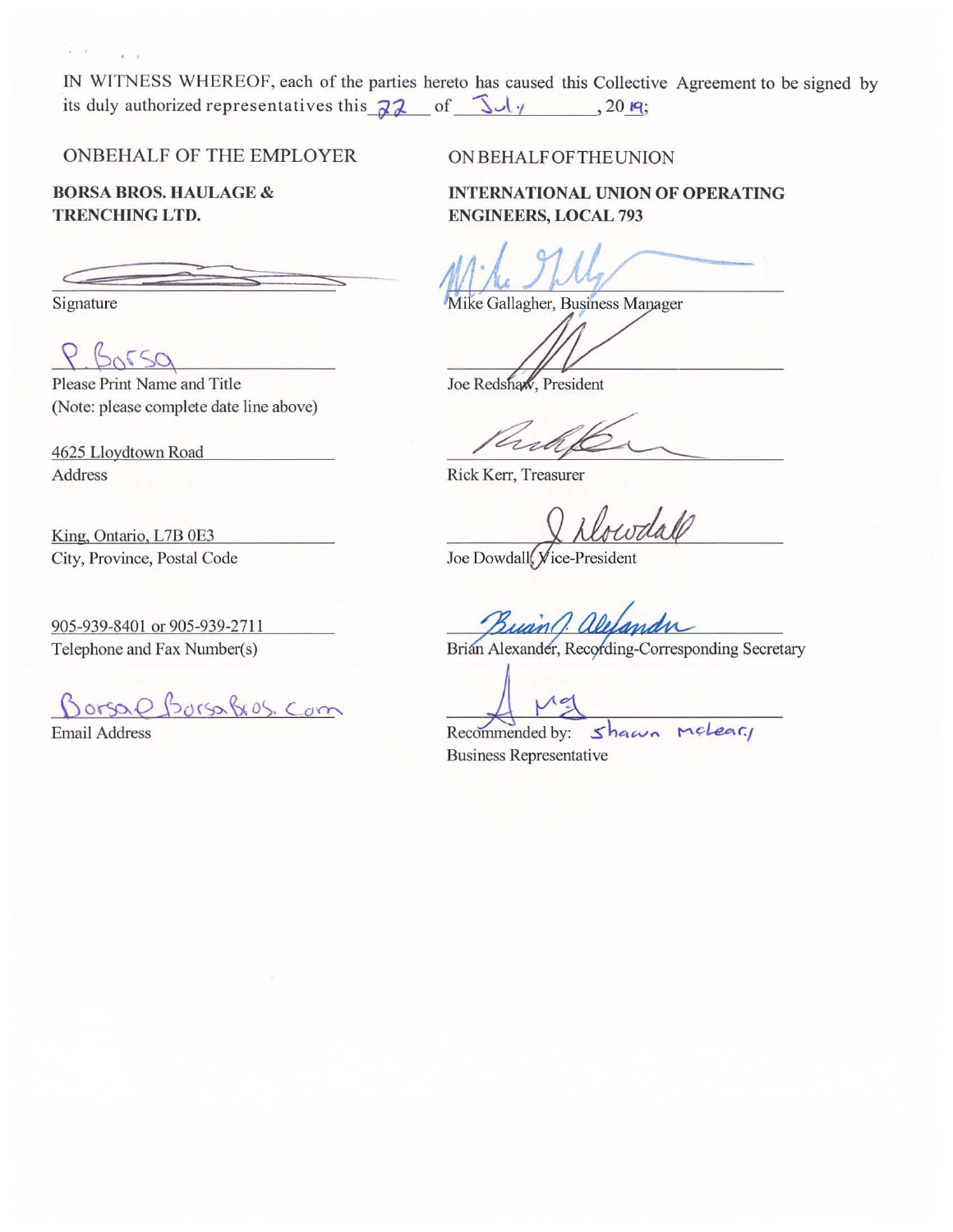IN WITNESS WHEREOF, each of the parties hereto has caused this Collective Agreement to be signed by its duly authorized representatives this 22 of July, 2019;

ONBEHALF OF THE EMPLOYER

**BORSA BROS. HAULAGE & TRENCHING LTD.**

Signature

P. Borsa

Please Print Name and Title
(Note: please complete date line above)

4625 Lloydtown Road
Address

King, Ontario, L7B 0E3
City, Province, Postal Code

905-939-8401 or 905-939-2711
Telephone and Fax Number(s)

Borsa@BorsaBros.Com
Email Address

ON BEHALF OF THE UNION

**INTERNATIONAL UNION OF OPERATING ENGINEERS, LOCAL 793**

Mike Gallagher, Business Manager

Joe Redshaw, President

Rick Kerr, Treasurer

Joe Dowdall, Vice-President

Brian Alexander, Recording-Corresponding Secretary

Recommended by: Shawn Mcleary
Business Representative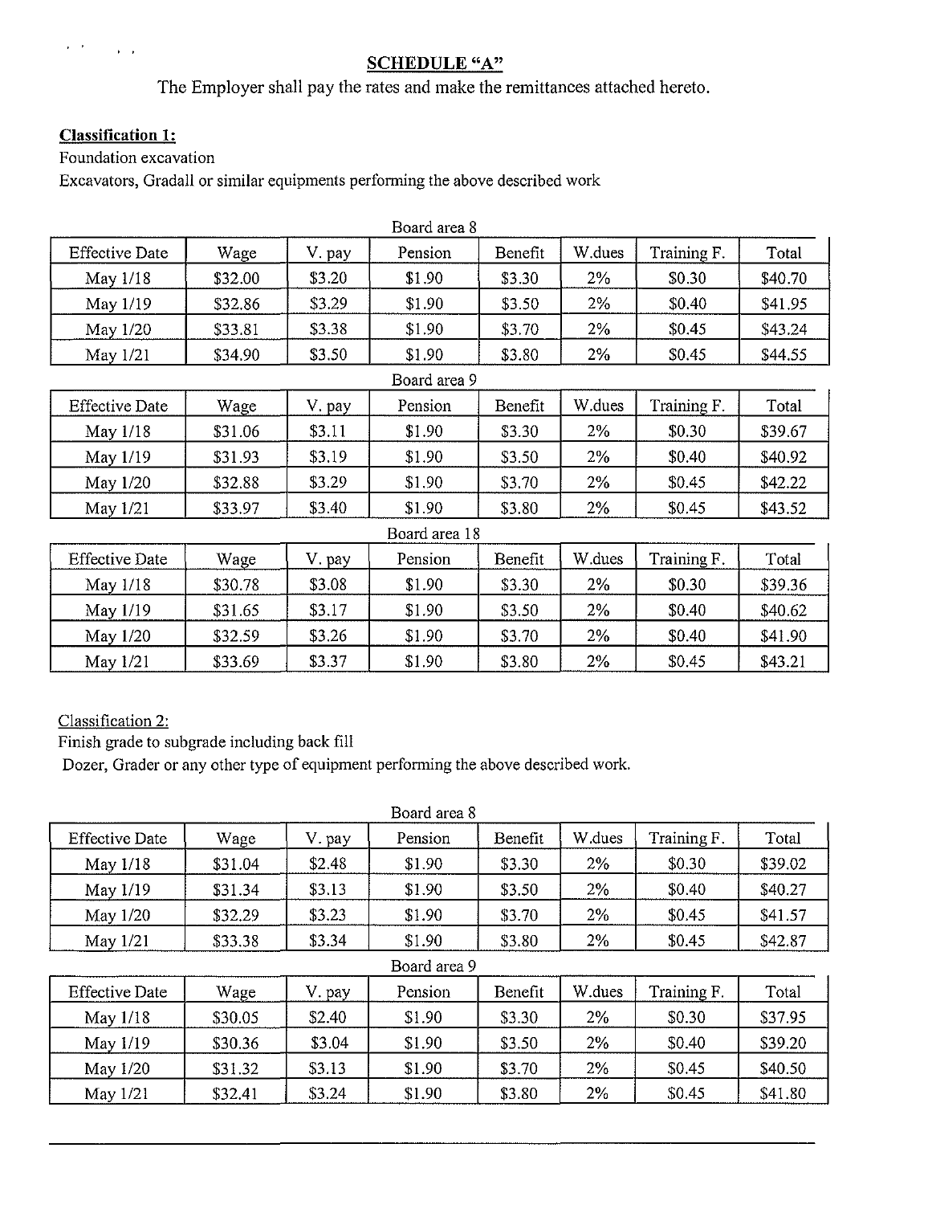## SCHEDULE "A"

The Employer shall pay the rates and make the remittances attached hereto.

**Classification 1:**

Foundation excavation

Excavators, Gradall or similar equipments performing the above described work

Board area 8

| Effective Date | Wage | V. pay | Pension | Benefit | W.dues | Training F. | Total |
|---|---|---|---|---|---|---|---|
| May 1/18 | $32.00 | $3.20 | $1.90 | $3.30 | 2% | $0.30 | $40.70 |
| May 1/19 | $32.86 | $3.29 | $1.90 | $3.50 | 2% | $0.40 | $41.95 |
| May 1/20 | $33.81 | $3.38 | $1.90 | $3.70 | 2% | $0.45 | $43.24 |
| May 1/21 | $34.90 | $3.50 | $1.90 | $3.80 | 2% | $0.45 | $44.55 |

Board area 9

| Effective Date | Wage | V. pay | Pension | Benefit | W.dues | Training F. | Total |
|---|---|---|---|---|---|---|---|
| May 1/18 | $31.06 | $3.11 | $1.90 | $3.30 | 2% | $0.30 | $39.67 |
| May 1/19 | $31.93 | $3.19 | $1.90 | $3.50 | 2% | $0.40 | $40.92 |
| May 1/20 | $32.88 | $3.29 | $1.90 | $3.70 | 2% | $0.45 | $42.22 |
| May 1/21 | $33.97 | $3.40 | $1.90 | $3.80 | 2% | $0.45 | $43.52 |

Board area 18

| Effective Date | Wage | V. pay | Pension | Benefit | W.dues | Training F. | Total |
|---|---|---|---|---|---|---|---|
| May 1/18 | $30.78 | $3.08 | $1.90 | $3.30 | 2% | $0.30 | $39.36 |
| May 1/19 | $31.65 | $3.17 | $1.90 | $3.50 | 2% | $0.40 | $40.62 |
| May 1/20 | $32.59 | $3.26 | $1.90 | $3.70 | 2% | $0.40 | $41.90 |
| May 1/21 | $33.69 | $3.37 | $1.90 | $3.80 | 2% | $0.45 | $43.21 |

Classification 2:

Finish grade to subgrade including back fill

Dozer, Grader or any other type of equipment performing the above described work.

Board area 8

| Effective Date | Wage | V. pay | Pension | Benefit | W.dues | Training F. | Total |
|---|---|---|---|---|---|---|---|
| May 1/18 | $31.04 | $2.48 | $1.90 | $3.30 | 2% | $0.30 | $39.02 |
| May 1/19 | $31.34 | $3.13 | $1.90 | $3.50 | 2% | $0.40 | $40.27 |
| May 1/20 | $32.29 | $3.23 | $1.90 | $3.70 | 2% | $0.45 | $41.57 |
| May 1/21 | $33.38 | $3.34 | $1.90 | $3.80 | 2% | $0.45 | $42.87 |

Board area 9

| Effective Date | Wage | V. pay | Pension | Benefit | W.dues | Training F. | Total |
|---|---|---|---|---|---|---|---|
| May 1/18 | $30.05 | $2.40 | $1.90 | $3.30 | 2% | $0.30 | $37.95 |
| May 1/19 | $30.36 | $3.04 | $1.90 | $3.50 | 2% | $0.40 | $39.20 |
| May 1/20 | $31.32 | $3.13 | $1.90 | $3.70 | 2% | $0.45 | $40.50 |
| May 1/21 | $32.41 | $3.24 | $1.90 | $3.80 | 2% | $0.45 | $41.80 |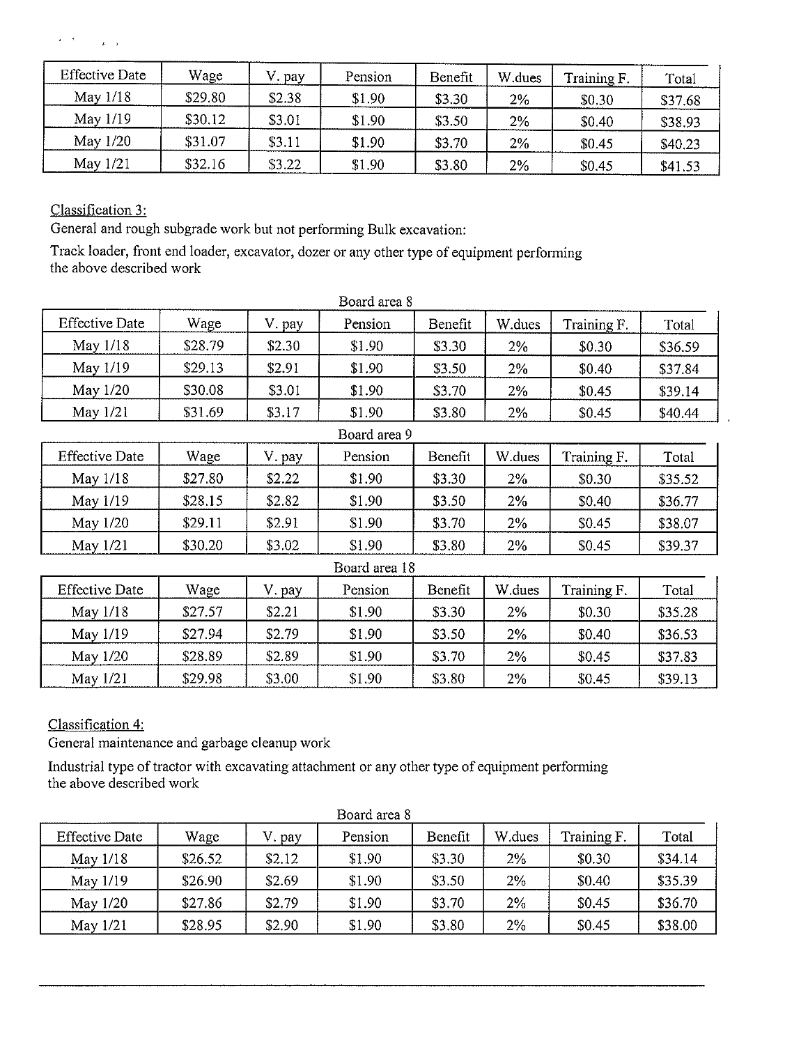| Effective Date | Wage | V. pay | Pension | Benefit | W.dues | Training F. | Total |
|---|---|---|---|---|---|---|---|
| May 1/18 | $29.80 | $2.38 | $1.90 | $3.30 | 2% | $0.30 | $37.68 |
| May 1/19 | $30.12 | $3.01 | $1.90 | $3.50 | 2% | $0.40 | $38.93 |
| May 1/20 | $31.07 | $3.11 | $1.90 | $3.70 | 2% | $0.45 | $40.23 |
| May 1/21 | $32.16 | $3.22 | $1.90 | $3.80 | 2% | $0.45 | $41.53 |

Classification 3:

General and rough subgrade work but not performing Bulk excavation:

Track loader, front end loader, excavator, dozer or any other type of equipment performing the above described work

Board area 8

| Effective Date | Wage | V. pay | Pension | Benefit | W.dues | Training F. | Total |
|---|---|---|---|---|---|---|---|
| May 1/18 | $28.79 | $2.30 | $1.90 | $3.30 | 2% | $0.30 | $36.59 |
| May 1/19 | $29.13 | $2.91 | $1.90 | $3.50 | 2% | $0.40 | $37.84 |
| May 1/20 | $30.08 | $3.01 | $1.90 | $3.70 | 2% | $0.45 | $39.14 |
| May 1/21 | $31.69 | $3.17 | $1.90 | $3.80 | 2% | $0.45 | $40.44 |

Board area 9

| Effective Date | Wage | V. pay | Pension | Benefit | W.dues | Training F. | Total |
|---|---|---|---|---|---|---|---|
| May 1/18 | $27.80 | $2.22 | $1.90 | $3.30 | 2% | $0.30 | $35.52 |
| May 1/19 | $28.15 | $2.82 | $1.90 | $3.50 | 2% | $0.40 | $36.77 |
| May 1/20 | $29.11 | $2.91 | $1.90 | $3.70 | 2% | $0.45 | $38.07 |
| May 1/21 | $30.20 | $3.02 | $1.90 | $3.80 | 2% | $0.45 | $39.37 |

Board area 18

| Effective Date | Wage | V. pay | Pension | Benefit | W.dues | Training F. | Total |
|---|---|---|---|---|---|---|---|
| May 1/18 | $27.57 | $2.21 | $1.90 | $3.30 | 2% | $0.30 | $35.28 |
| May 1/19 | $27.94 | $2.79 | $1.90 | $3.50 | 2% | $0.40 | $36.53 |
| May 1/20 | $28.89 | $2.89 | $1.90 | $3.70 | 2% | $0.45 | $37.83 |
| May 1/21 | $29.98 | $3.00 | $1.90 | $3.80 | 2% | $0.45 | $39.13 |

Classification 4:

General maintenance and garbage cleanup work

Industrial type of tractor with excavating attachment or any other type of equipment performing the above described work

Board area 8

| Effective Date | Wage | V. pay | Pension | Benefit | W.dues | Training F. | Total |
|---|---|---|---|---|---|---|---|
| May 1/18 | $26.52 | $2.12 | $1.90 | $3.30 | 2% | $0.30 | $34.14 |
| May 1/19 | $26.90 | $2.69 | $1.90 | $3.50 | 2% | $0.40 | $35.39 |
| May 1/20 | $27.86 | $2.79 | $1.90 | $3.70 | 2% | $0.45 | $36.70 |
| May 1/21 | $28.95 | $2.90 | $1.90 | $3.80 | 2% | $0.45 | $38.00 |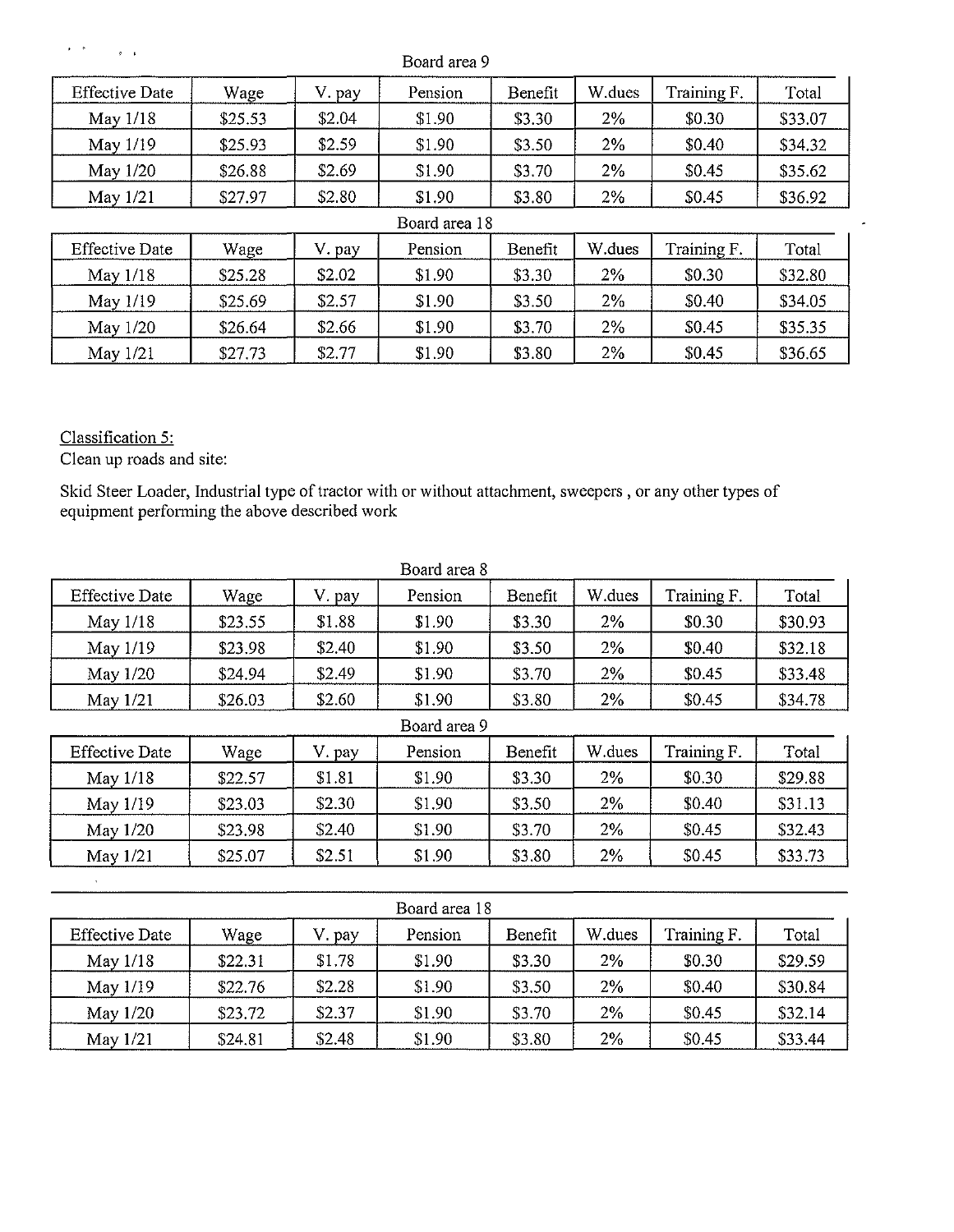Board area 9

| Effective Date | Wage | V. pay | Pension | Benefit | W.dues | Training F. | Total |
|---|---|---|---|---|---|---|---|
| May 1/18 | $25.53 | $2.04 | $1.90 | $3.30 | 2% | $0.30 | $33.07 |
| May 1/19 | $25.93 | $2.59 | $1.90 | $3.50 | 2% | $0.40 | $34.32 |
| May 1/20 | $26.88 | $2.69 | $1.90 | $3.70 | 2% | $0.45 | $35.62 |
| May 1/21 | $27.97 | $2.80 | $1.90 | $3.80 | 2% | $0.45 | $36.92 |

Board area 18

| Effective Date | Wage | V. pay | Pension | Benefit | W.dues | Training F. | Total |
|---|---|---|---|---|---|---|---|
| May 1/18 | $25.28 | $2.02 | $1.90 | $3.30 | 2% | $0.30 | $32.80 |
| May 1/19 | $25.69 | $2.57 | $1.90 | $3.50 | 2% | $0.40 | $34.05 |
| May 1/20 | $26.64 | $2.66 | $1.90 | $3.70 | 2% | $0.45 | $35.35 |
| May 1/21 | $27.73 | $2.77 | $1.90 | $3.80 | 2% | $0.45 | $36.65 |

Classification 5:

Clean up roads and site:

Skid Steer Loader, Industrial type of tractor with or without attachment, sweepers , or any other types of equipment performing the above described work

Board area 8

| Effective Date | Wage | V. pay | Pension | Benefit | W.dues | Training F. | Total |
|---|---|---|---|---|---|---|---|
| May 1/18 | $23.55 | $1.88 | $1.90 | $3.30 | 2% | $0.30 | $30.93 |
| May 1/19 | $23.98 | $2.40 | $1.90 | $3.50 | 2% | $0.40 | $32.18 |
| May 1/20 | $24.94 | $2.49 | $1.90 | $3.70 | 2% | $0.45 | $33.48 |
| May 1/21 | $26.03 | $2.60 | $1.90 | $3.80 | 2% | $0.45 | $34.78 |

Board area 9

| Effective Date | Wage | V. pay | Pension | Benefit | W.dues | Training F. | Total |
|---|---|---|---|---|---|---|---|
| May 1/18 | $22.57 | $1.81 | $1.90 | $3.30 | 2% | $0.30 | $29.88 |
| May 1/19 | $23.03 | $2.30 | $1.90 | $3.50 | 2% | $0.40 | $31.13 |
| May 1/20 | $23.98 | $2.40 | $1.90 | $3.70 | 2% | $0.45 | $32.43 |
| May 1/21 | $25.07 | $2.51 | $1.90 | $3.80 | 2% | $0.45 | $33.73 |

Board area 18

| Effective Date | Wage | V. pay | Pension | Benefit | W.dues | Training F. | Total |
|---|---|---|---|---|---|---|---|
| May 1/18 | $22.31 | $1.78 | $1.90 | $3.30 | 2% | $0.30 | $29.59 |
| May 1/19 | $22.76 | $2.28 | $1.90 | $3.50 | 2% | $0.40 | $30.84 |
| May 1/20 | $23.72 | $2.37 | $1.90 | $3.70 | 2% | $0.45 | $32.14 |
| May 1/21 | $24.81 | $2.48 | $1.90 | $3.80 | 2% | $0.45 | $33.44 |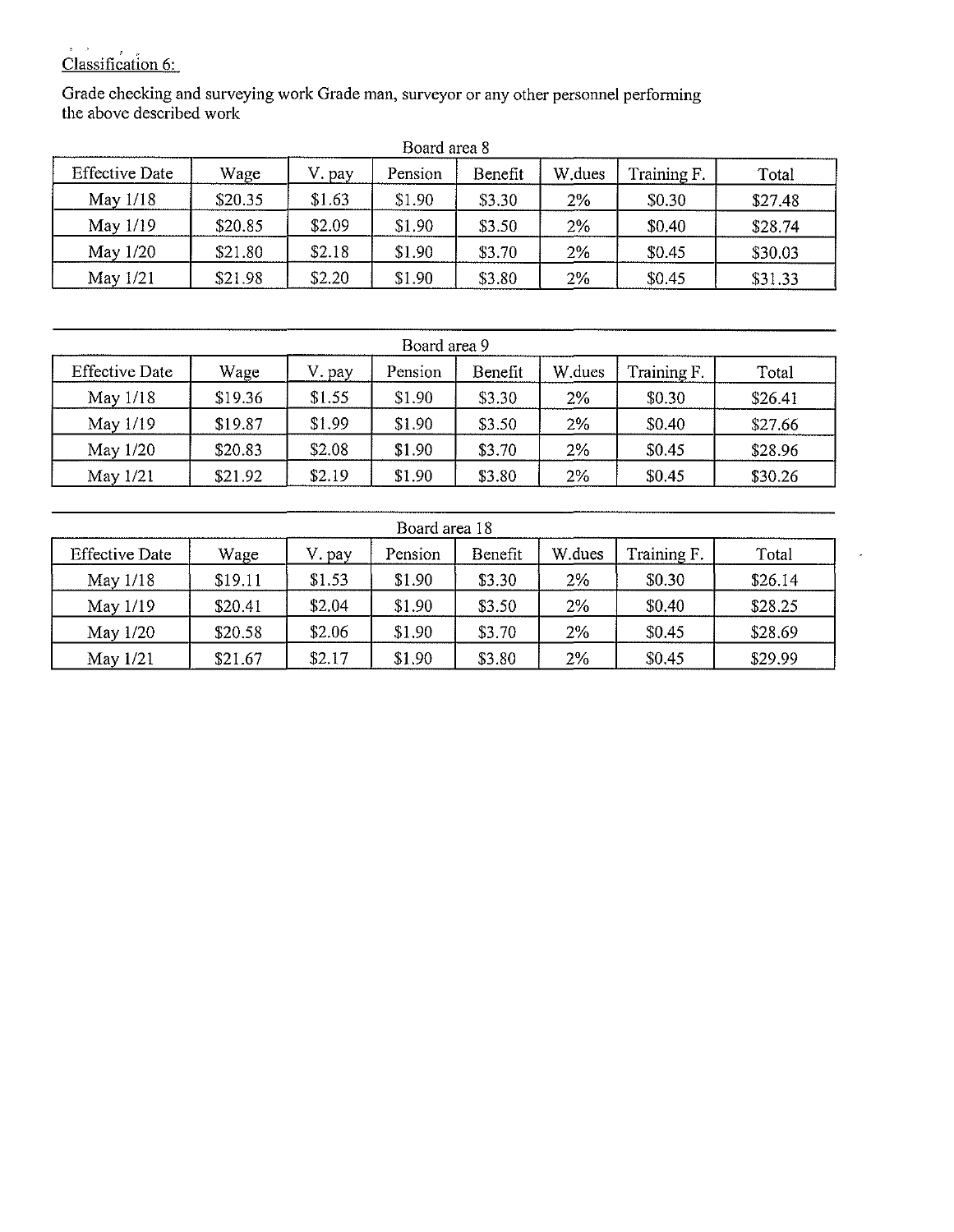Classification 6:

Grade checking and surveying work Grade man, surveyor or any other personnel performing the above described work

Board area 8

| Effective Date | Wage | V. pay | Pension | Benefit | W.dues | Training F. | Total |
|---|---|---|---|---|---|---|---|
| May 1/18 | $20.35 | $1.63 | $1.90 | $3.30 | 2% | $0.30 | $27.48 |
| May 1/19 | $20.85 | $2.09 | $1.90 | $3.50 | 2% | $0.40 | $28.74 |
| May 1/20 | $21.80 | $2.18 | $1.90 | $3.70 | 2% | $0.45 | $30.03 |
| May 1/21 | $21.98 | $2.20 | $1.90 | $3.80 | 2% | $0.45 | $31.33 |

Board area 9

| Effective Date | Wage | V. pay | Pension | Benefit | W.dues | Training F. | Total |
|---|---|---|---|---|---|---|---|
| May 1/18 | $19.36 | $1.55 | $1.90 | $3.30 | 2% | $0.30 | $26.41 |
| May 1/19 | $19.87 | $1.99 | $1.90 | $3.50 | 2% | $0.40 | $27.66 |
| May 1/20 | $20.83 | $2.08 | $1.90 | $3.70 | 2% | $0.45 | $28.96 |
| May 1/21 | $21.92 | $2.19 | $1.90 | $3.80 | 2% | $0.45 | $30.26 |

Board area 18

| Effective Date | Wage | V. pay | Pension | Benefit | W.dues | Training F. | Total |
|---|---|---|---|---|---|---|---|
| May 1/18 | $19.11 | $1.53 | $1.90 | $3.30 | 2% | $0.30 | $26.14 |
| May 1/19 | $20.41 | $2.04 | $1.90 | $3.50 | 2% | $0.40 | $28.25 |
| May 1/20 | $20.58 | $2.06 | $1.90 | $3.70 | 2% | $0.45 | $28.69 |
| May 1/21 | $21.67 | $2.17 | $1.90 | $3.80 | 2% | $0.45 | $29.99 |